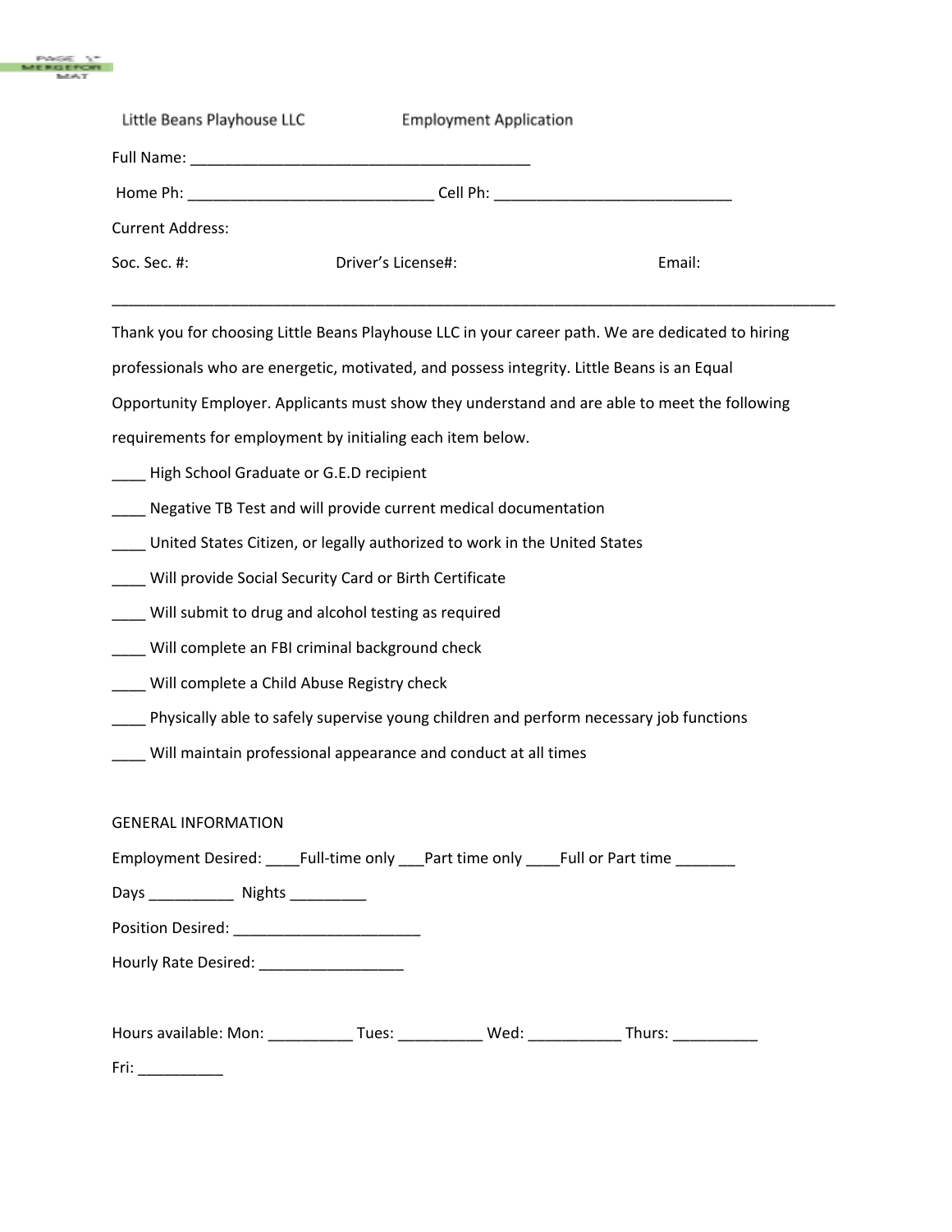Little Beans Playhouse LLC Employment Application

Full Name: ________________________________________

Home Ph: _____________________________ Cell Ph: ____________________________

Current Address:

Soc. Sec. #: Driver's License#: Email:

---

Thank you for choosing Little Beans Playhouse LLC in your career path. We are dedicated to hiring professionals who are energetic, motivated, and possess integrity. Little Beans is an Equal Opportunity Employer. Applicants must show they understand and are able to meet the following requirements for employment by initialing each item below.

____ High School Graduate or G.E.D recipient

____ Negative TB Test and will provide current medical documentation

____ United States Citizen, or legally authorized to work in the United States

____ Will provide Social Security Card or Birth Certificate

____ Will submit to drug and alcohol testing as required

____ Will complete an FBI criminal background check

____ Will complete a Child Abuse Registry check

____ Physically able to safely supervise young children and perform necessary job functions

____ Will maintain professional appearance and conduct at all times

GENERAL INFORMATION

Employment Desired: ____Full-time only ___Part time only ____Full or Part time _______

Days __________ Nights _________

Position Desired: ______________________

Hourly Rate Desired: _________________

Hours available: Mon: __________ Tues: __________ Wed: ___________ Thurs: __________

Fri: __________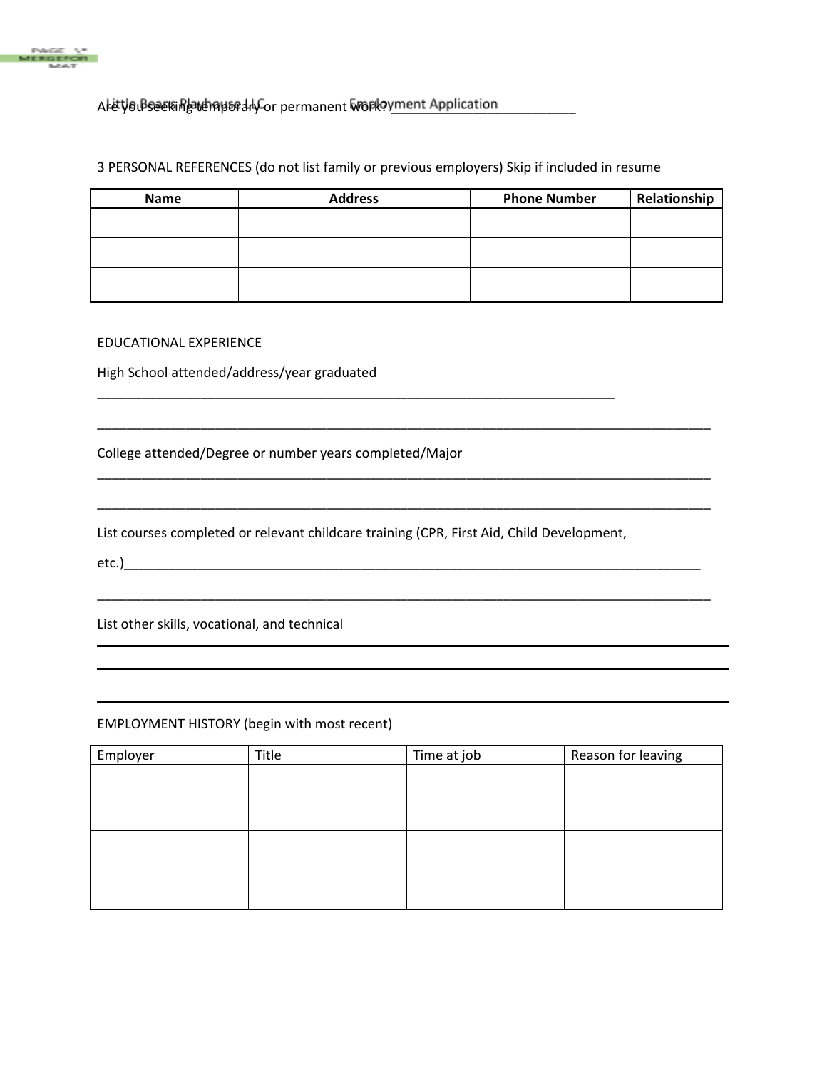Are you seeking temporary or permanent work?_________________________

3 PERSONAL REFERENCES (do not list family or previous employers) Skip if included in resume

| Name | Address | Phone Number | Relationship |
|---|---|---|---|
| | | | |
| | | | |
| | | | |

EDUCATIONAL EXPERIENCE

High School attended/address/year graduated

_______________________________________________________________________

_______________________________________________________________________

College attended/Degree or number years completed/Major

_______________________________________________________________________

_______________________________________________________________________

List courses completed or relevant childcare training (CPR, First Aid, Child Development, etc.)_______________________________________________________________

_______________________________________________________________________

List other skills, vocational, and technical

_______________________________________________________________________

_______________________________________________________________________

_______________________________________________________________________

EMPLOYMENT HISTORY (begin with most recent)

| Employer | Title | Time at job | Reason for leaving |
|---|---|---|---|
| | | | |
| | | | |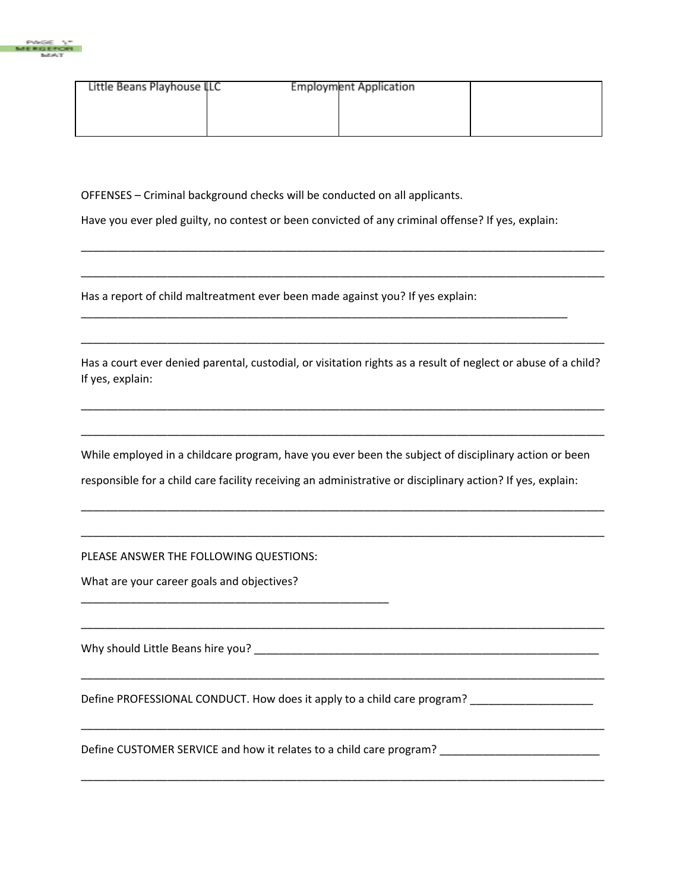| Little Beans Playhouse LLC | | Employment Application | |
|---|---|---|---|
| | | | |

OFFENSES – Criminal background checks will be conducted on all applicants.

Have you ever pled guilty, no contest or been convicted of any criminal offense? If yes, explain:

_____________________________________________________________________________________

_____________________________________________________________________________________

Has a report of child maltreatment ever been made against you? If yes explain:
_______________________________________________________________________________

_____________________________________________________________________________________

Has a court ever denied parental, custodial, or visitation rights as a result of neglect or abuse of a child? If yes, explain:

_____________________________________________________________________________________

_____________________________________________________________________________________

While employed in a childcare program, have you ever been the subject of disciplinary action or been responsible for a child care facility receiving an administrative or disciplinary action? If yes, explain:

_____________________________________________________________________________________

_____________________________________________________________________________________

PLEASE ANSWER THE FOLLOWING QUESTIONS:

What are your career goals and objectives?
__________________________________________________

_____________________________________________________________________________________

Why should Little Beans hire you? ________________________________________________________

_____________________________________________________________________________________

Define PROFESSIONAL CONDUCT. How does it apply to a child care program? ___________________

_____________________________________________________________________________________

Define CUSTOMER SERVICE and how it relates to a child care program? _________________________

_____________________________________________________________________________________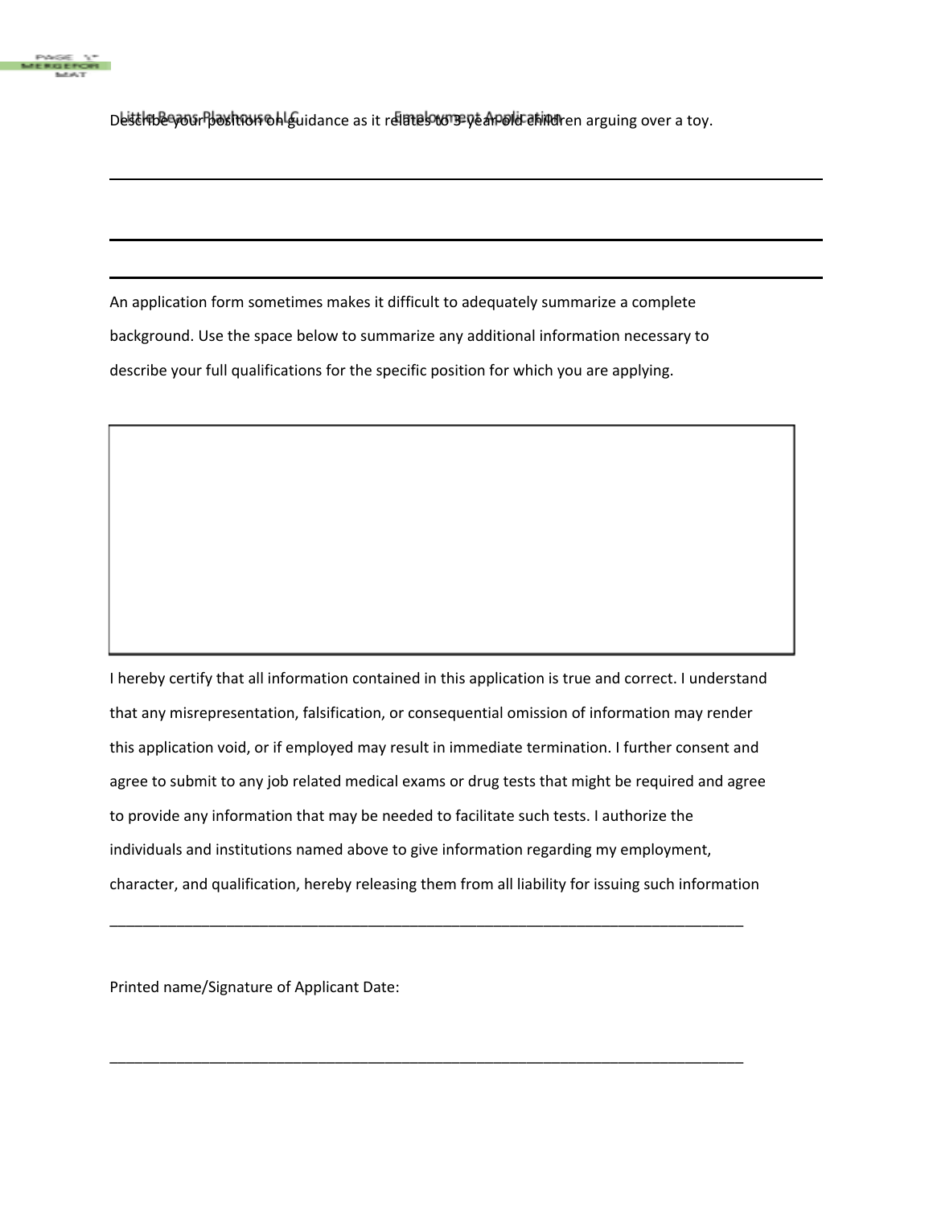Describe your position on guidance as it relates to 3-year-old children arguing over a toy.

_______________________________________________________________________________

_______________________________________________________________________________

_______________________________________________________________________________

An application form sometimes makes it difficult to adequately summarize a complete background. Use the space below to summarize any additional information necessary to describe your full qualifications for the specific position for which you are applying.

I hereby certify that all information contained in this application is true and correct. I understand that any misrepresentation, falsification, or consequential omission of information may render this application void, or if employed may result in immediate termination. I further consent and agree to submit to any job related medical exams or drug tests that might be required and agree to provide any information that may be needed to facilitate such tests. I authorize the individuals and institutions named above to give information regarding my employment, character, and qualification, hereby releasing them from all liability for issuing such information

_______________________________________________________________________________

Printed name/Signature of Applicant Date:

_______________________________________________________________________________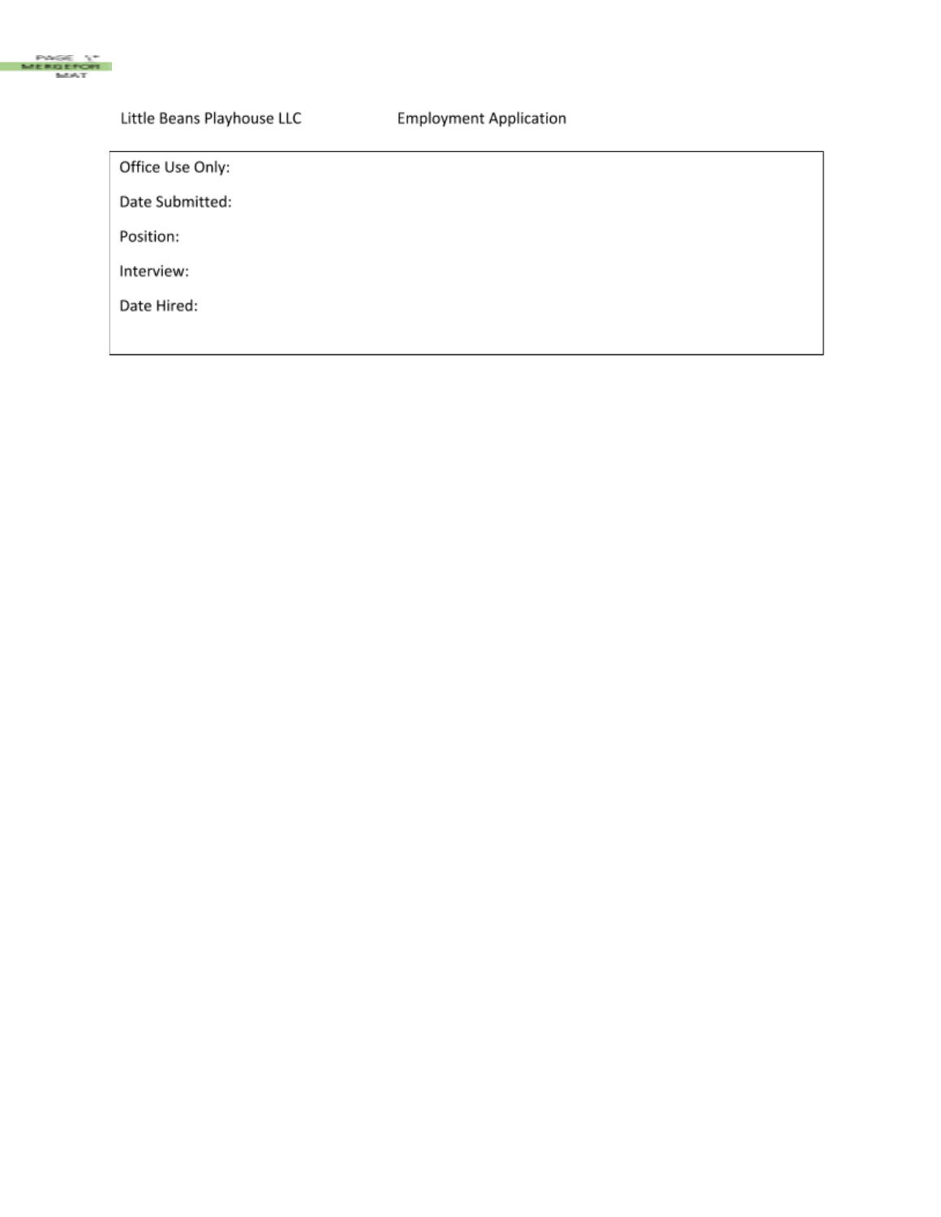Little Beans Playhouse LLC Employment Application

Office Use Only:

Date Submitted:

Position:

Interview:

Date Hired: